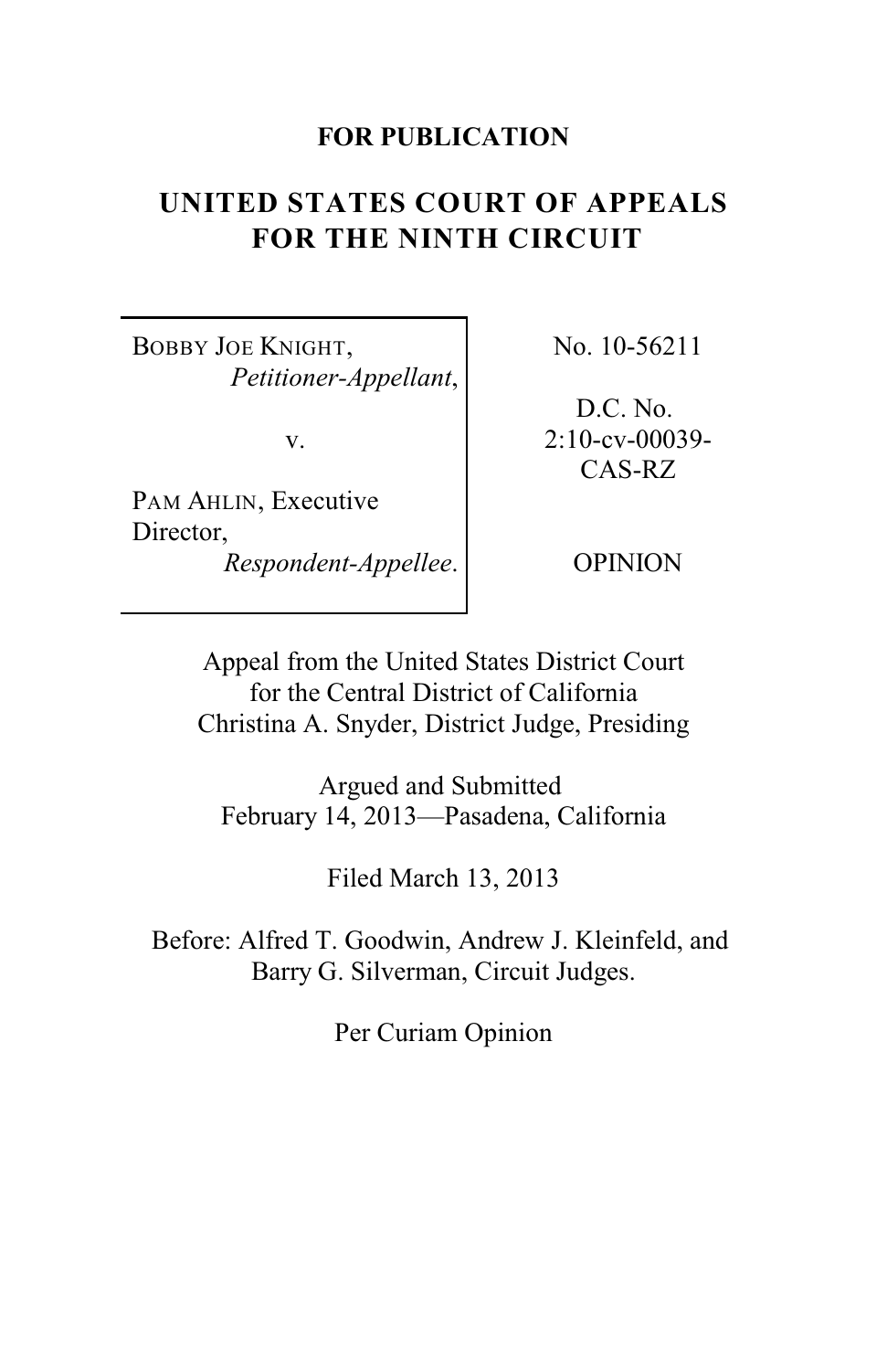**FOR PUBLICATION**

# UNITED STATES COURT OF APPEALS FOR THE NINTH CIRCUIT

| | |
|---|---|
| BOBBY JOE KNIGHT, *Petitioner-Appellant*, v. PAM AHLIN, Executive Director, *Respondent-Appellee*. | No. 10-56211 D.C. No. 2:10-cv-00039-CAS-RZ OPINION |

Appeal from the United States District Court for the Central District of California
Christina A. Snyder, District Judge, Presiding

Argued and Submitted
February 14, 2013—Pasadena, California

Filed March 13, 2013

Before: Alfred T. Goodwin, Andrew J. Kleinfeld, and Barry G. Silverman, Circuit Judges.

Per Curiam Opinion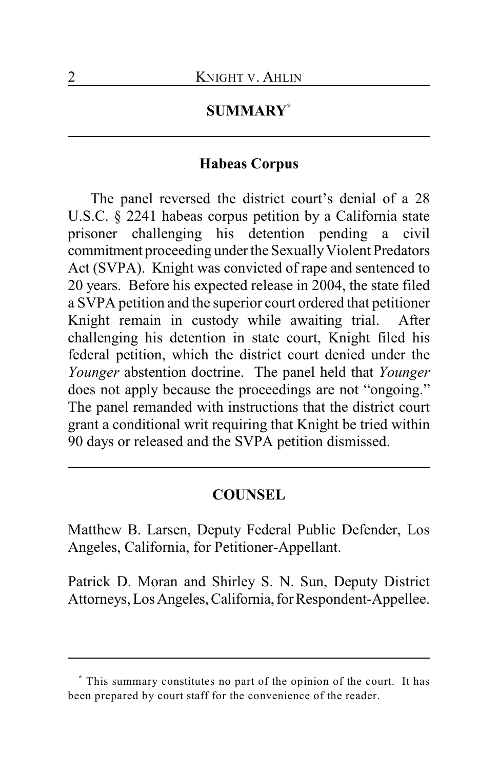## SUMMARY[*]

### Habeas Corpus

The panel reversed the district court's denial of a 28 U.S.C. § 2241 habeas corpus petition by a California state prisoner challenging his detention pending a civil commitment proceeding under the Sexually Violent Predators Act (SVPA). Knight was convicted of rape and sentenced to 20 years. Before his expected release in 2004, the state filed a SVPA petition and the superior court ordered that petitioner Knight remain in custody while awaiting trial. After challenging his detention in state court, Knight filed his federal petition, which the district court denied under the *Younger* abstention doctrine. The panel held that *Younger* does not apply because the proceedings are not "ongoing." The panel remanded with instructions that the district court grant a conditional writ requiring that Knight be tried within 90 days or released and the SVPA petition dismissed.

## COUNSEL

Matthew B. Larsen, Deputy Federal Public Defender, Los Angeles, California, for Petitioner-Appellant.

Patrick D. Moran and Shirley S. N. Sun, Deputy District Attorneys, Los Angeles, California, for Respondent-Appellee.

---

[*] This summary constitutes no part of the opinion of the court. It has been prepared by court staff for the convenience of the reader.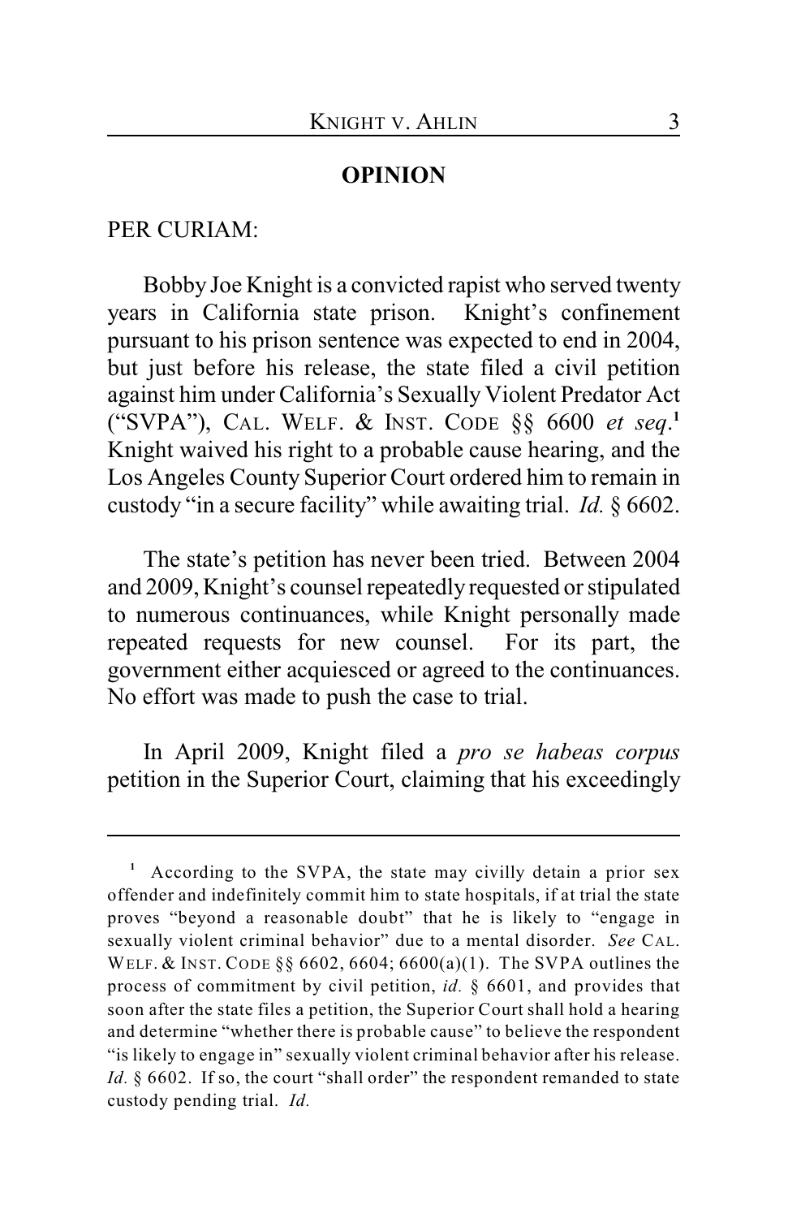## OPINION

PER CURIAM:

Bobby Joe Knight is a convicted rapist who served twenty years in California state prison. Knight's confinement pursuant to his prison sentence was expected to end in 2004, but just before his release, the state filed a civil petition against him under California's Sexually Violent Predator Act ("SVPA"), CAL. WELF. & INST. CODE §§ 6600 *et seq*.[1] Knight waived his right to a probable cause hearing, and the Los Angeles County Superior Court ordered him to remain in custody "in a secure facility" while awaiting trial. *Id.* § 6602.

The state's petition has never been tried. Between 2004 and 2009, Knight's counsel repeatedly requested or stipulated to numerous continuances, while Knight personally made repeated requests for new counsel. For its part, the government either acquiesced or agreed to the continuances. No effort was made to push the case to trial.

In April 2009, Knight filed a *pro se habeas corpus* petition in the Superior Court, claiming that his exceedingly

---

[1] According to the SVPA, the state may civilly detain a prior sex offender and indefinitely commit him to state hospitals, if at trial the state proves "beyond a reasonable doubt" that he is likely to "engage in sexually violent criminal behavior" due to a mental disorder. *See* CAL. WELF. & INST. CODE §§ 6602, 6604; 6600(a)(1). The SVPA outlines the process of commitment by civil petition, *id.* § 6601, and provides that soon after the state files a petition, the Superior Court shall hold a hearing and determine "whether there is probable cause" to believe the respondent "is likely to engage in" sexually violent criminal behavior after his release. *Id.* § 6602. If so, the court "shall order" the respondent remanded to state custody pending trial. *Id.*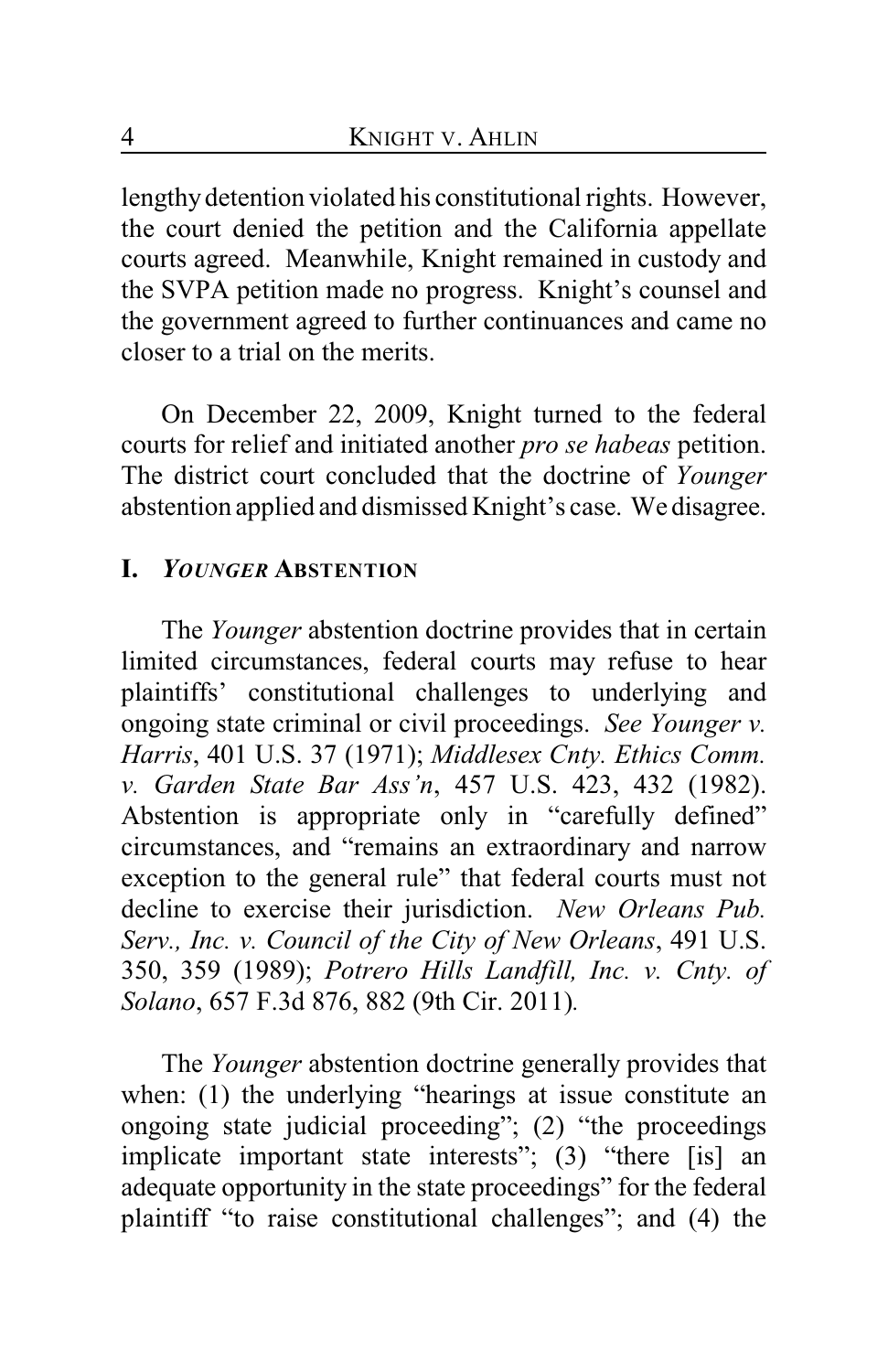lengthy detention violated his constitutional rights. However, the court denied the petition and the California appellate courts agreed. Meanwhile, Knight remained in custody and the SVPA petition made no progress. Knight's counsel and the government agreed to further continuances and came no closer to a trial on the merits.

On December 22, 2009, Knight turned to the federal courts for relief and initiated another *pro se habeas* petition. The district court concluded that the doctrine of *Younger* abstention applied and dismissed Knight's case. We disagree.

## I. *YOUNGER* ABSTENTION

The *Younger* abstention doctrine provides that in certain limited circumstances, federal courts may refuse to hear plaintiffs' constitutional challenges to underlying and ongoing state criminal or civil proceedings. *See Younger v. Harris*, 401 U.S. 37 (1971); *Middlesex Cnty. Ethics Comm. v. Garden State Bar Ass'n*, 457 U.S. 423, 432 (1982). Abstention is appropriate only in "carefully defined" circumstances, and "remains an extraordinary and narrow exception to the general rule" that federal courts must not decline to exercise their jurisdiction. *New Orleans Pub. Serv., Inc. v. Council of the City of New Orleans*, 491 U.S. 350, 359 (1989); *Potrero Hills Landfill, Inc. v. Cnty. of Solano*, 657 F.3d 876, 882 (9th Cir. 2011).

The *Younger* abstention doctrine generally provides that when: (1) the underlying "hearings at issue constitute an ongoing state judicial proceeding"; (2) "the proceedings implicate important state interests"; (3) "there [is] an adequate opportunity in the state proceedings" for the federal plaintiff "to raise constitutional challenges"; and (4) the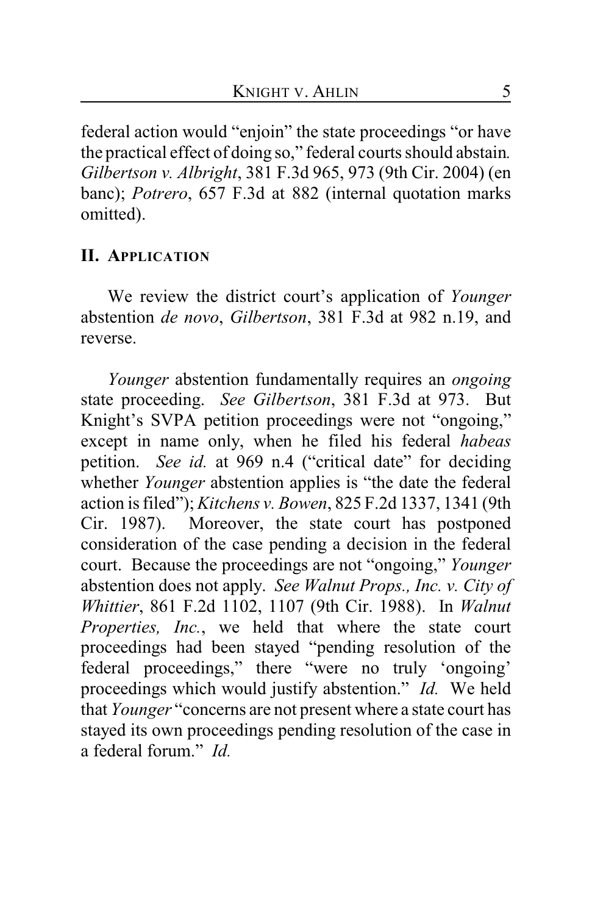federal action would "enjoin" the state proceedings "or have the practical effect of doing so," federal courts should abstain. *Gilbertson v. Albright*, 381 F.3d 965, 973 (9th Cir. 2004) (en banc); *Potrero*, 657 F.3d at 882 (internal quotation marks omitted).

## II. APPLICATION

We review the district court's application of *Younger* abstention *de novo*, *Gilbertson*, 381 F.3d at 982 n.19, and reverse.

*Younger* abstention fundamentally requires an *ongoing* state proceeding. *See Gilbertson*, 381 F.3d at 973. But Knight's SVPA petition proceedings were not "ongoing," except in name only, when he filed his federal *habeas* petition. *See id.* at 969 n.4 ("critical date" for deciding whether *Younger* abstention applies is "the date the federal action is filed"); *Kitchens v. Bowen*, 825 F.2d 1337, 1341 (9th Cir. 1987). Moreover, the state court has postponed consideration of the case pending a decision in the federal court. Because the proceedings are not "ongoing," *Younger* abstention does not apply. *See Walnut Props., Inc. v. City of Whittier*, 861 F.2d 1102, 1107 (9th Cir. 1988). In *Walnut Properties, Inc.*, we held that where the state court proceedings had been stayed "pending resolution of the federal proceedings," there "were no truly 'ongoing' proceedings which would justify abstention." *Id.* We held that *Younger* "concerns are not present where a state court has stayed its own proceedings pending resolution of the case in a federal forum." *Id.*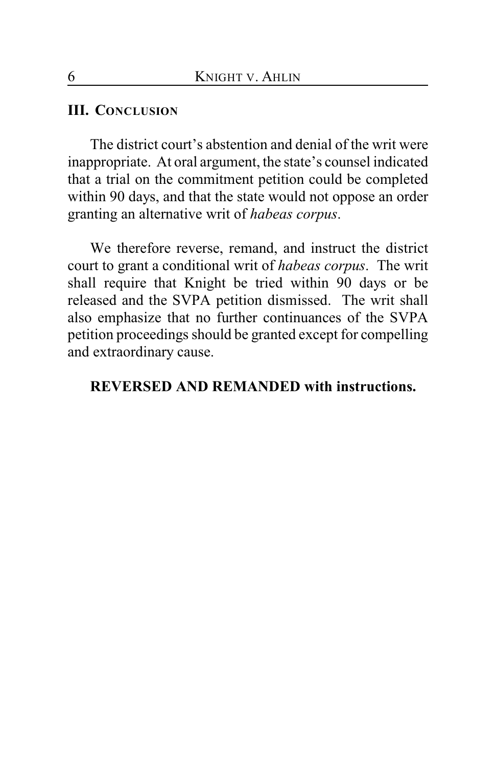## III. Conclusion

The district court's abstention and denial of the writ were inappropriate. At oral argument, the state's counsel indicated that a trial on the commitment petition could be completed within 90 days, and that the state would not oppose an order granting an alternative writ of *habeas corpus*.

We therefore reverse, remand, and instruct the district court to grant a conditional writ of *habeas corpus*. The writ shall require that Knight be tried within 90 days or be released and the SVPA petition dismissed. The writ shall also emphasize that no further continuances of the SVPA petition proceedings should be granted except for compelling and extraordinary cause.

**REVERSED AND REMANDED with instructions.**